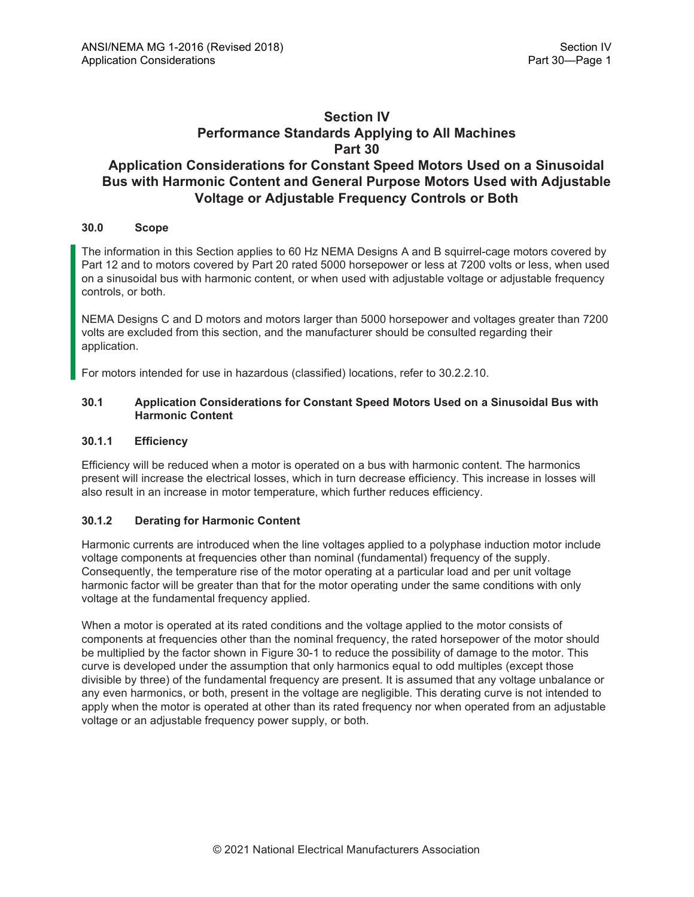# Section IV
# Performance Standards Applying to All Machines
# Part 30
# Application Considerations for Constant Speed Motors Used on a Sinusoidal Bus with Harmonic Content and General Purpose Motors Used with Adjustable Voltage or Adjustable Frequency Controls or Both

## 30.0 Scope

The information in this Section applies to 60 Hz NEMA Designs A and B squirrel-cage motors covered by Part 12 and to motors covered by Part 20 rated 5000 horsepower or less at 7200 volts or less, when used on a sinusoidal bus with harmonic content, or when used with adjustable voltage or adjustable frequency controls, or both.

NEMA Designs C and D motors and motors larger than 5000 horsepower and voltages greater than 7200 volts are excluded from this section, and the manufacturer should be consulted regarding their application.

For motors intended for use in hazardous (classified) locations, refer to 30.2.2.10.

## 30.1 Application Considerations for Constant Speed Motors Used on a Sinusoidal Bus with Harmonic Content

### 30.1.1 Efficiency

Efficiency will be reduced when a motor is operated on a bus with harmonic content. The harmonics present will increase the electrical losses, which in turn decrease efficiency. This increase in losses will also result in an increase in motor temperature, which further reduces efficiency.

### 30.1.2 Derating for Harmonic Content

Harmonic currents are introduced when the line voltages applied to a polyphase induction motor include voltage components at frequencies other than nominal (fundamental) frequency of the supply. Consequently, the temperature rise of the motor operating at a particular load and per unit voltage harmonic factor will be greater than that for the motor operating under the same conditions with only voltage at the fundamental frequency applied.

When a motor is operated at its rated conditions and the voltage applied to the motor consists of components at frequencies other than the nominal frequency, the rated horsepower of the motor should be multiplied by the factor shown in Figure 30-1 to reduce the possibility of damage to the motor. This curve is developed under the assumption that only harmonics equal to odd multiples (except those divisible by three) of the fundamental frequency are present. It is assumed that any voltage unbalance or any even harmonics, or both, present in the voltage are negligible. This derating curve is not intended to apply when the motor is operated at other than its rated frequency nor when operated from an adjustable voltage or an adjustable frequency power supply, or both.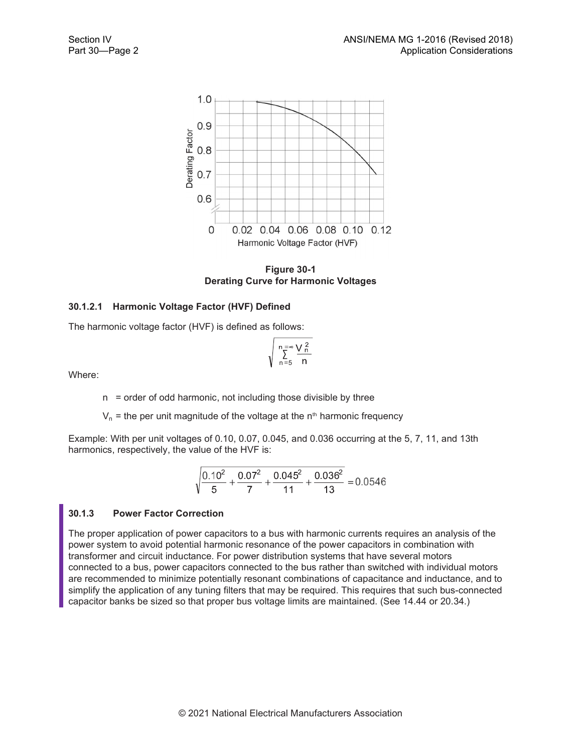1.0
0.9
0.8
0.7
0.6
0
Derating Factor
0.02 0.04 0.06 0.08 0.10 0.12
Harmonic Voltage Factor (HVF)

**Figure 30-1**
**Derating Curve for Harmonic Voltages**

#### 30.1.2.1 Harmonic Voltage Factor (HVF) Defined

The harmonic voltage factor (HVF) is defined as follows:

$$\sqrt{\sum_{n=5}^{n=\infty} \frac{V_n^2}{n}}$$

Where:

n = order of odd harmonic, not including those divisible by three

$V_n$ = the per unit magnitude of the voltage at the $n^{th}$ harmonic frequency

Example: With per unit voltages of 0.10, 0.07, 0.045, and 0.036 occurring at the 5, 7, 11, and 13th harmonics, respectively, the value of the HVF is:

$$\sqrt{\frac{0.10^2}{5} + \frac{0.07^2}{7} + \frac{0.045^2}{11} + \frac{0.036^2}{13}} = 0.0546$$

### 30.1.3 Power Factor Correction

The proper application of power capacitors to a bus with harmonic currents requires an analysis of the power system to avoid potential harmonic resonance of the power capacitors in combination with transformer and circuit inductance. For power distribution systems that have several motors connected to a bus, power capacitors connected to the bus rather than switched with individual motors are recommended to minimize potentially resonant combinations of capacitance and inductance, and to simplify the application of any tuning filters that may be required. This requires that such bus-connected capacitor banks be sized so that proper bus voltage limits are maintained. (See 14.44 or 20.34.)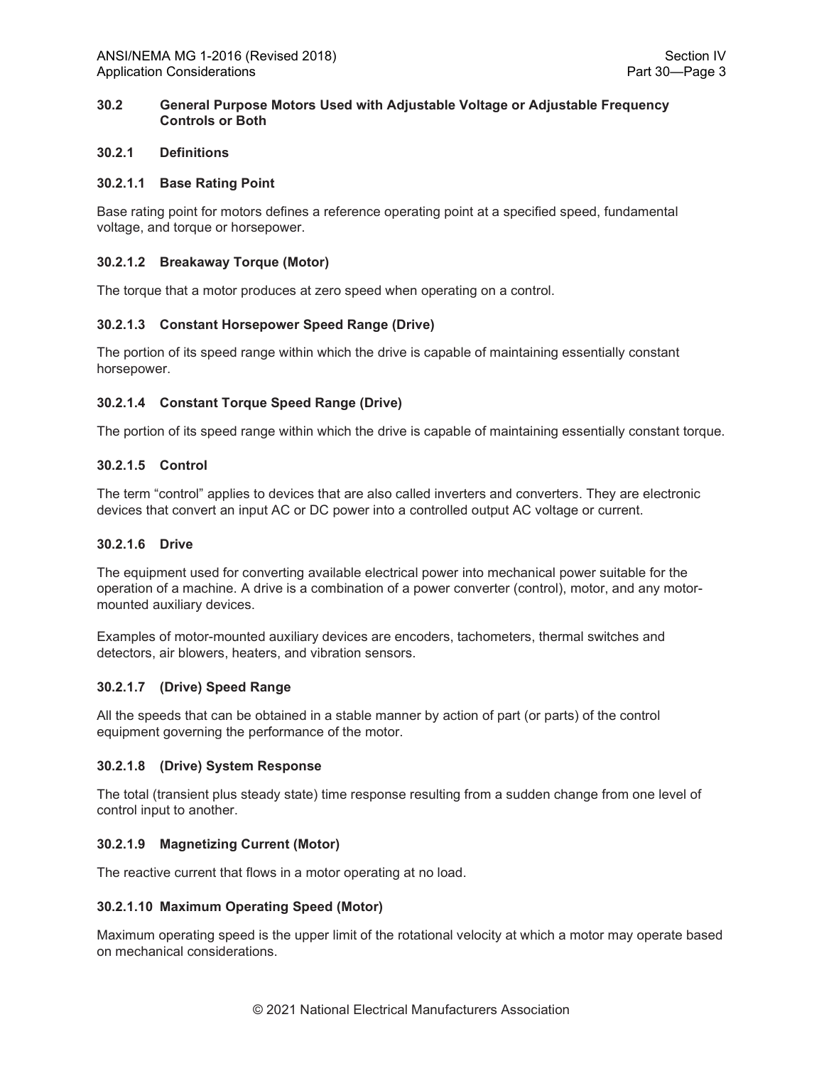### 30.2 General Purpose Motors Used with Adjustable Voltage or Adjustable Frequency Controls or Both

#### 30.2.1 Definitions

##### 30.2.1.1 Base Rating Point

Base rating point for motors defines a reference operating point at a specified speed, fundamental voltage, and torque or horsepower.

##### 30.2.1.2 Breakaway Torque (Motor)

The torque that a motor produces at zero speed when operating on a control.

##### 30.2.1.3 Constant Horsepower Speed Range (Drive)

The portion of its speed range within which the drive is capable of maintaining essentially constant horsepower.

##### 30.2.1.4 Constant Torque Speed Range (Drive)

The portion of its speed range within which the drive is capable of maintaining essentially constant torque.

##### 30.2.1.5 Control

The term "control" applies to devices that are also called inverters and converters. They are electronic devices that convert an input AC or DC power into a controlled output AC voltage or current.

##### 30.2.1.6 Drive

The equipment used for converting available electrical power into mechanical power suitable for the operation of a machine. A drive is a combination of a power converter (control), motor, and any motor-mounted auxiliary devices.

Examples of motor-mounted auxiliary devices are encoders, tachometers, thermal switches and detectors, air blowers, heaters, and vibration sensors.

##### 30.2.1.7 (Drive) Speed Range

All the speeds that can be obtained in a stable manner by action of part (or parts) of the control equipment governing the performance of the motor.

##### 30.2.1.8 (Drive) System Response

The total (transient plus steady state) time response resulting from a sudden change from one level of control input to another.

##### 30.2.1.9 Magnetizing Current (Motor)

The reactive current that flows in a motor operating at no load.

##### 30.2.1.10 Maximum Operating Speed (Motor)

Maximum operating speed is the upper limit of the rotational velocity at which a motor may operate based on mechanical considerations.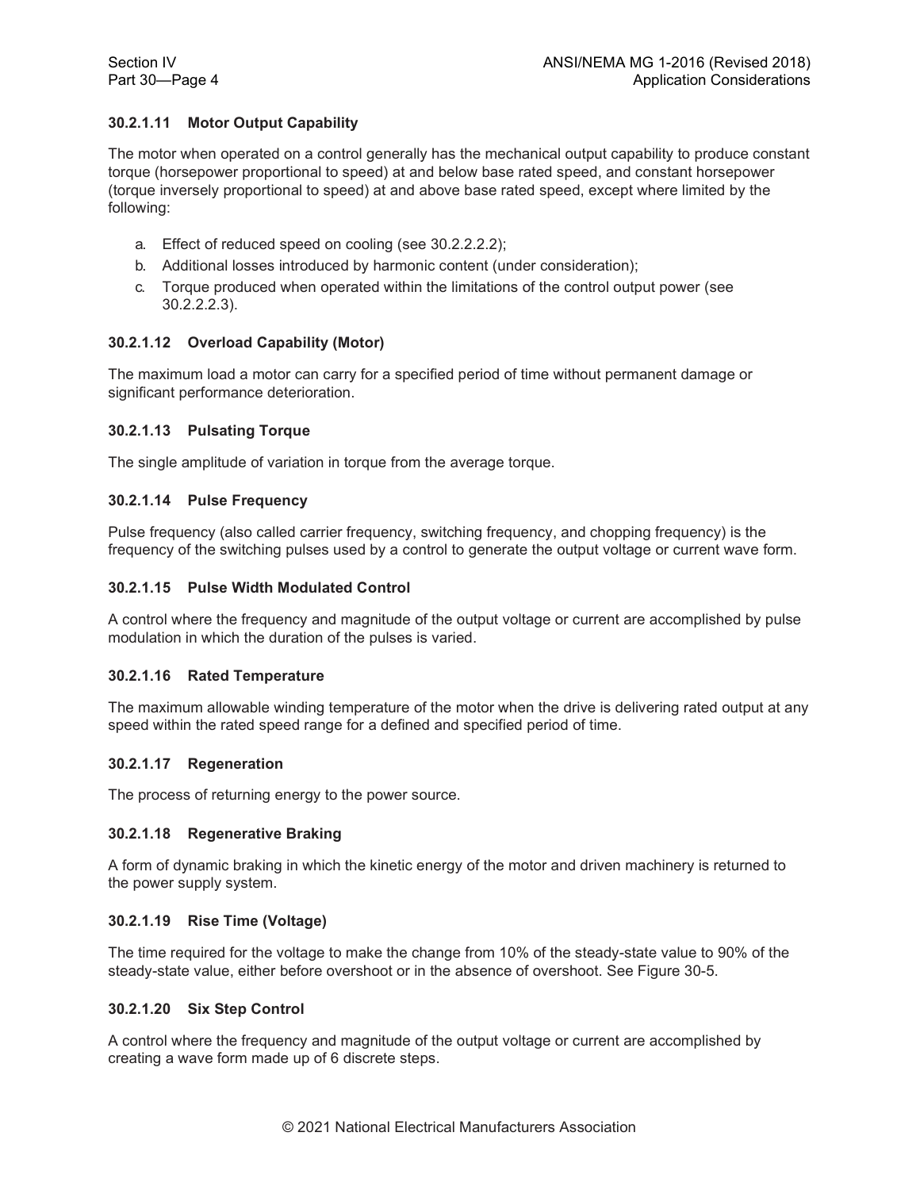#### 30.2.1.11 Motor Output Capability

The motor when operated on a control generally has the mechanical output capability to produce constant torque (horsepower proportional to speed) at and below base rated speed, and constant horsepower (torque inversely proportional to speed) at and above base rated speed, except where limited by the following:

a. Effect of reduced speed on cooling (see 30.2.2.2.2);
b. Additional losses introduced by harmonic content (under consideration);
c. Torque produced when operated within the limitations of the control output power (see 30.2.2.2.3).

#### 30.2.1.12 Overload Capability (Motor)

The maximum load a motor can carry for a specified period of time without permanent damage or significant performance deterioration.

#### 30.2.1.13 Pulsating Torque

The single amplitude of variation in torque from the average torque.

#### 30.2.1.14 Pulse Frequency

Pulse frequency (also called carrier frequency, switching frequency, and chopping frequency) is the frequency of the switching pulses used by a control to generate the output voltage or current wave form.

#### 30.2.1.15 Pulse Width Modulated Control

A control where the frequency and magnitude of the output voltage or current are accomplished by pulse modulation in which the duration of the pulses is varied.

#### 30.2.1.16 Rated Temperature

The maximum allowable winding temperature of the motor when the drive is delivering rated output at any speed within the rated speed range for a defined and specified period of time.

#### 30.2.1.17 Regeneration

The process of returning energy to the power source.

#### 30.2.1.18 Regenerative Braking

A form of dynamic braking in which the kinetic energy of the motor and driven machinery is returned to the power supply system.

#### 30.2.1.19 Rise Time (Voltage)

The time required for the voltage to make the change from 10% of the steady-state value to 90% of the steady-state value, either before overshoot or in the absence of overshoot. See Figure 30-5.

#### 30.2.1.20 Six Step Control

A control where the frequency and magnitude of the output voltage or current are accomplished by creating a wave form made up of 6 discrete steps.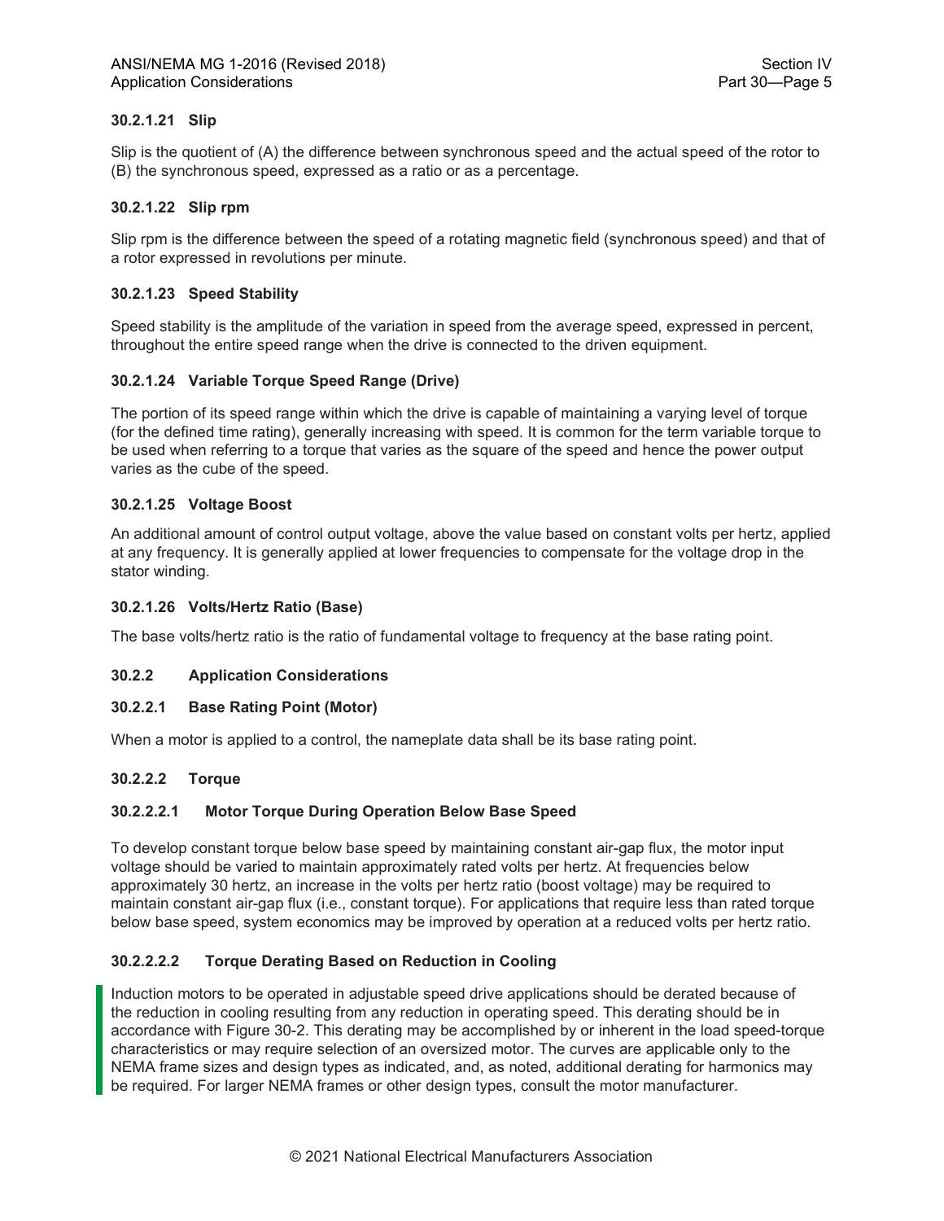#### 30.2.1.21 Slip

Slip is the quotient of (A) the difference between synchronous speed and the actual speed of the rotor to (B) the synchronous speed, expressed as a ratio or as a percentage.

#### 30.2.1.22 Slip rpm

Slip rpm is the difference between the speed of a rotating magnetic field (synchronous speed) and that of a rotor expressed in revolutions per minute.

#### 30.2.1.23 Speed Stability

Speed stability is the amplitude of the variation in speed from the average speed, expressed in percent, throughout the entire speed range when the drive is connected to the driven equipment.

#### 30.2.1.24 Variable Torque Speed Range (Drive)

The portion of its speed range within which the drive is capable of maintaining a varying level of torque (for the defined time rating), generally increasing with speed. It is common for the term variable torque to be used when referring to a torque that varies as the square of the speed and hence the power output varies as the cube of the speed.

#### 30.2.1.25 Voltage Boost

An additional amount of control output voltage, above the value based on constant volts per hertz, applied at any frequency. It is generally applied at lower frequencies to compensate for the voltage drop in the stator winding.

#### 30.2.1.26 Volts/Hertz Ratio (Base)

The base volts/hertz ratio is the ratio of fundamental voltage to frequency at the base rating point.

### 30.2.2 Application Considerations

#### 30.2.2.1 Base Rating Point (Motor)

When a motor is applied to a control, the nameplate data shall be its base rating point.

#### 30.2.2.2 Torque

##### 30.2.2.2.1 Motor Torque During Operation Below Base Speed

To develop constant torque below base speed by maintaining constant air-gap flux, the motor input voltage should be varied to maintain approximately rated volts per hertz. At frequencies below approximately 30 hertz, an increase in the volts per hertz ratio (boost voltage) may be required to maintain constant air-gap flux (i.e., constant torque). For applications that require less than rated torque below base speed, system economics may be improved by operation at a reduced volts per hertz ratio.

##### 30.2.2.2.2 Torque Derating Based on Reduction in Cooling

Induction motors to be operated in adjustable speed drive applications should be derated because of the reduction in cooling resulting from any reduction in operating speed. This derating should be in accordance with Figure 30-2. This derating may be accomplished by or inherent in the load speed-torque characteristics or may require selection of an oversized motor. The curves are applicable only to the NEMA frame sizes and design types as indicated, and, as noted, additional derating for harmonics may be required. For larger NEMA frames or other design types, consult the motor manufacturer.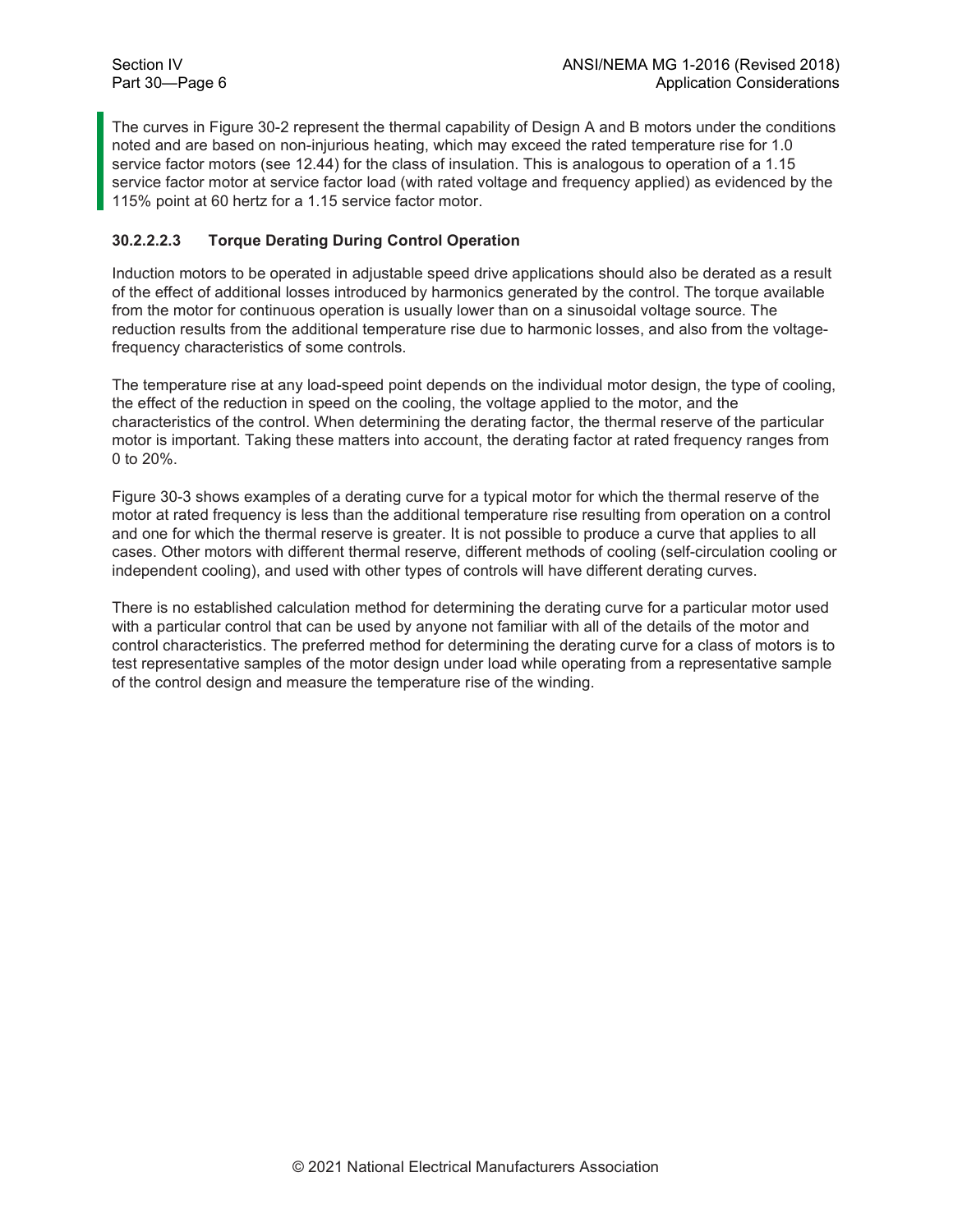The curves in Figure 30-2 represent the thermal capability of Design A and B motors under the conditions noted and are based on non-injurious heating, which may exceed the rated temperature rise for 1.0 service factor motors (see 12.44) for the class of insulation. This is analogous to operation of a 1.15 service factor motor at service factor load (with rated voltage and frequency applied) as evidenced by the 115% point at 60 hertz for a 1.15 service factor motor.

#### 30.2.2.2.3 Torque Derating During Control Operation

Induction motors to be operated in adjustable speed drive applications should also be derated as a result of the effect of additional losses introduced by harmonics generated by the control. The torque available from the motor for continuous operation is usually lower than on a sinusoidal voltage source. The reduction results from the additional temperature rise due to harmonic losses, and also from the voltage-frequency characteristics of some controls.

The temperature rise at any load-speed point depends on the individual motor design, the type of cooling, the effect of the reduction in speed on the cooling, the voltage applied to the motor, and the characteristics of the control. When determining the derating factor, the thermal reserve of the particular motor is important. Taking these matters into account, the derating factor at rated frequency ranges from 0 to 20%.

Figure 30-3 shows examples of a derating curve for a typical motor for which the thermal reserve of the motor at rated frequency is less than the additional temperature rise resulting from operation on a control and one for which the thermal reserve is greater. It is not possible to produce a curve that applies to all cases. Other motors with different thermal reserve, different methods of cooling (self-circulation cooling or independent cooling), and used with other types of controls will have different derating curves.

There is no established calculation method for determining the derating curve for a particular motor used with a particular control that can be used by anyone not familiar with all of the details of the motor and control characteristics. The preferred method for determining the derating curve for a class of motors is to test representative samples of the motor design under load while operating from a representative sample of the control design and measure the temperature rise of the winding.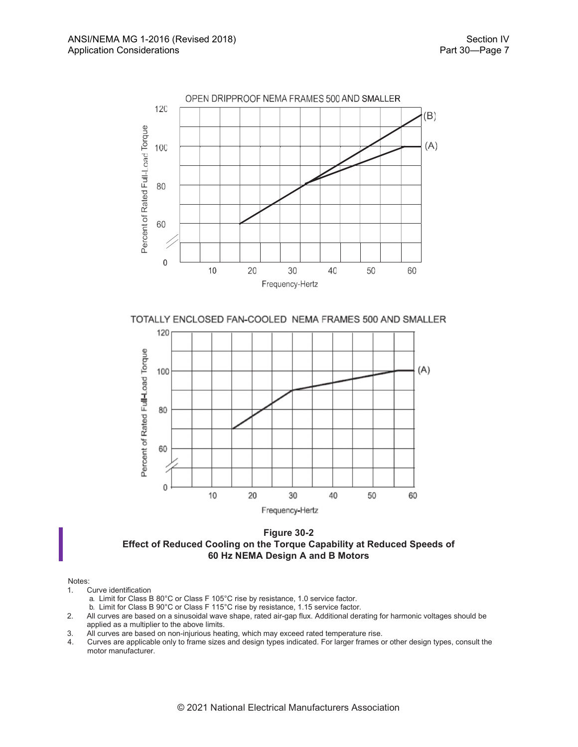OPEN DRIPPROOF NEMA FRAMES 500 AND SMALLER

Percent of Rated Full-Load Torque

120
100
80
60
0

10 20 30 40 50 60

Frequency-Hertz

(B)
(A)

TOTALLY ENCLOSED FAN-COOLED NEMA FRAMES 500 AND SMALLER

Percent of Rated Full-Load Torque

120
100
80
60
0

10 20 30 40 50 60

Frequency-Hertz

(A)

**Figure 30-2**
**Effect of Reduced Cooling on the Torque Capability at Reduced Speeds of 60 Hz NEMA Design A and B Motors**

Notes:

1. Curve identification
   a. Limit for Class B 80°C or Class F 105°C rise by resistance, 1.0 service factor.
   b. Limit for Class B 90°C or Class F 115°C rise by resistance, 1.15 service factor.
2. All curves are based on a sinusoidal wave shape, rated air-gap flux. Additional derating for harmonic voltages should be applied as a multiplier to the above limits.
3. All curves are based on non-injurious heating, which may exceed rated temperature rise.
4. Curves are applicable only to frame sizes and design types indicated. For larger frames or other design types, consult the motor manufacturer.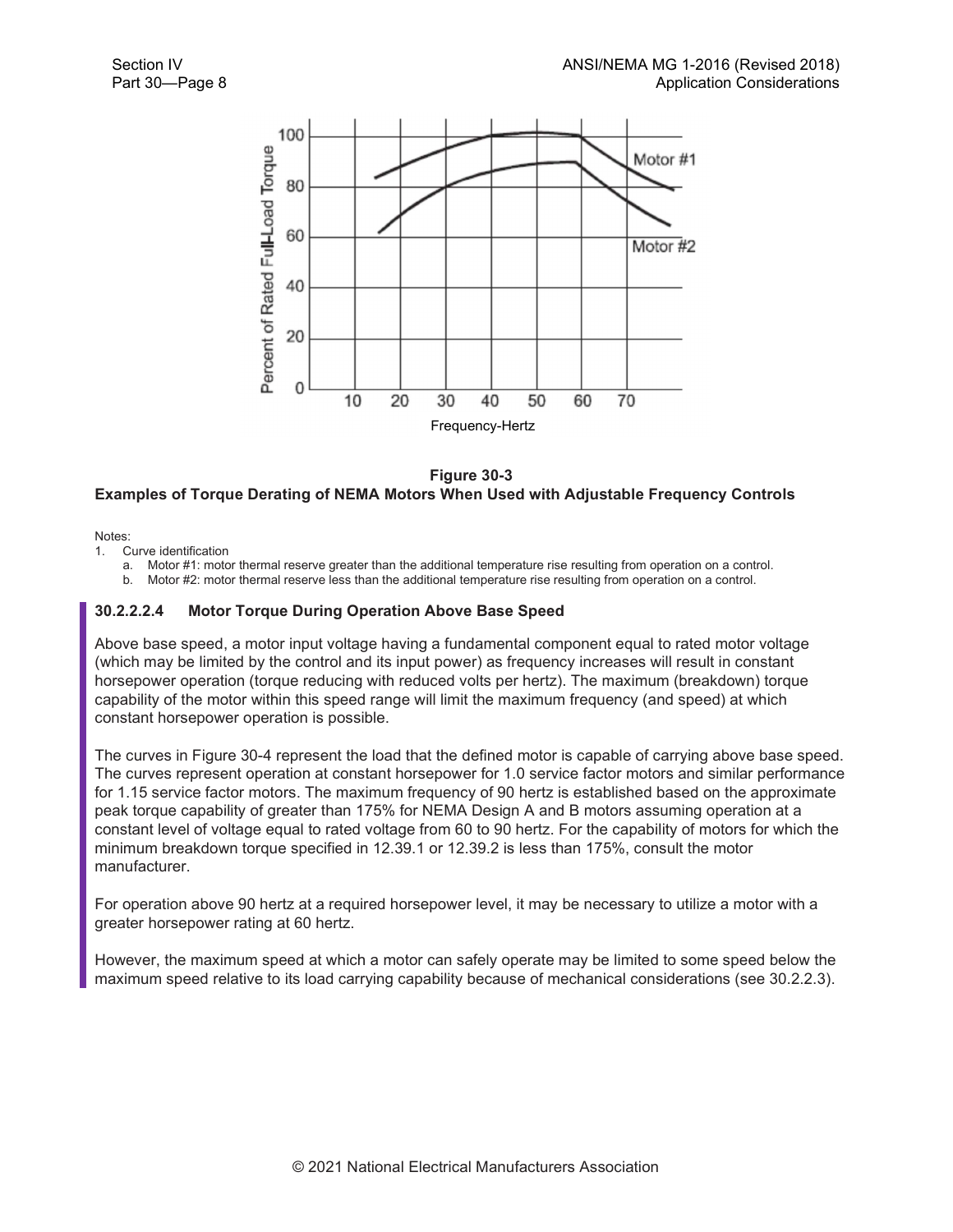Percent of Rated Full-Load Torque

100
80
60
40
20
0

10 20 30 40 50 60 70

Frequency-Hertz

Motor #1

Motor #2

**Figure 30-3**
**Examples of Torque Derating of NEMA Motors When Used with Adjustable Frequency Controls**

Notes:

1. Curve identification
   a. Motor #1: motor thermal reserve greater than the additional temperature rise resulting from operation on a control.
   b. Motor #2: motor thermal reserve less than the additional temperature rise resulting from operation on a control.

#### 30.2.2.2.4 Motor Torque During Operation Above Base Speed

Above base speed, a motor input voltage having a fundamental component equal to rated motor voltage (which may be limited by the control and its input power) as frequency increases will result in constant horsepower operation (torque reducing with reduced volts per hertz). The maximum (breakdown) torque capability of the motor within this speed range will limit the maximum frequency (and speed) at which constant horsepower operation is possible.

The curves in Figure 30-4 represent the load that the defined motor is capable of carrying above base speed. The curves represent operation at constant horsepower for 1.0 service factor motors and similar performance for 1.15 service factor motors. The maximum frequency of 90 hertz is established based on the approximate peak torque capability of greater than 175% for NEMA Design A and B motors assuming operation at a constant level of voltage equal to rated voltage from 60 to 90 hertz. For the capability of motors for which the minimum breakdown torque specified in 12.39.1 or 12.39.2 is less than 175%, consult the motor manufacturer.

For operation above 90 hertz at a required horsepower level, it may be necessary to utilize a motor with a greater horsepower rating at 60 hertz.

However, the maximum speed at which a motor can safely operate may be limited to some speed below the maximum speed relative to its load carrying capability because of mechanical considerations (see 30.2.2.3).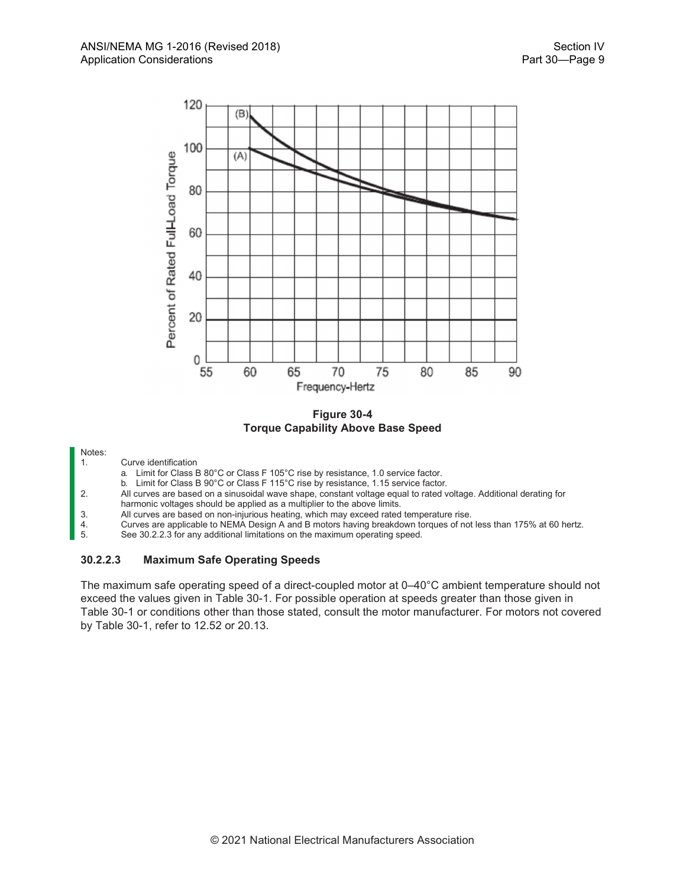120

100

80

60

40

20

0

(B)

(A)

Percent of Rated Full-Load Torque

55 60 65 70 75 80 85 90

Frequency-Hertz

**Figure 30-4**
**Torque Capability Above Base Speed**

Notes:

1. Curve identification
   a. Limit for Class B 80°C or Class F 105°C rise by resistance, 1.0 service factor.
   b. Limit for Class B 90°C or Class F 115°C rise by resistance, 1.15 service factor.
2. All curves are based on a sinusoidal wave shape, constant voltage equal to rated voltage. Additional derating for harmonic voltages should be applied as a multiplier to the above limits.
3. All curves are based on non-injurious heating, which may exceed rated temperature rise.
4. Curves are applicable to NEMA Design A and B motors having breakdown torques of not less than 175% at 60 hertz.
5. See 30.2.2.3 for any additional limitations on the maximum operating speed.

#### 30.2.2.3 Maximum Safe Operating Speeds

The maximum safe operating speed of a direct-coupled motor at 0–40°C ambient temperature should not exceed the values given in Table 30-1. For possible operation at speeds greater than those given in Table 30-1 or conditions other than those stated, consult the motor manufacturer. For motors not covered by Table 30-1, refer to 12.52 or 20.13.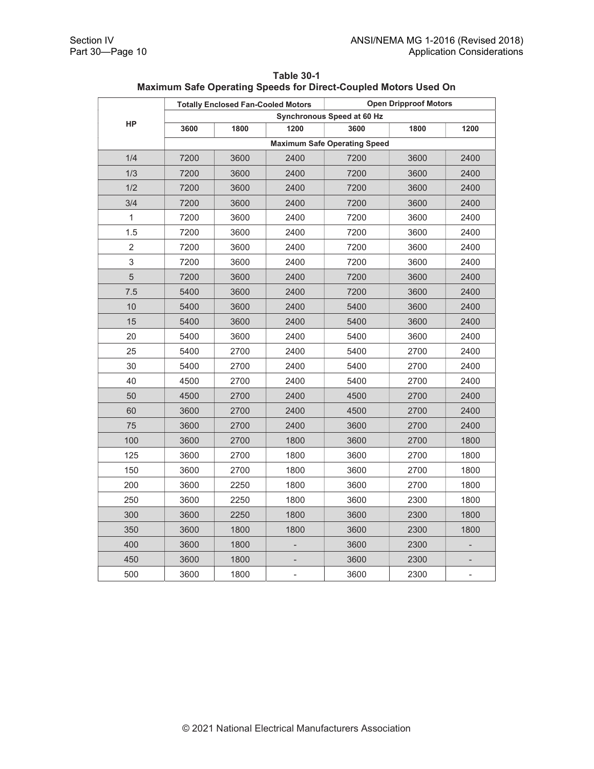**Table 30-1**
**Maximum Safe Operating Speeds for Direct-Coupled Motors Used On**

| HP | Totally Enclosed Fan-Cooled Motors | | | Open Dripproof Motors | | |
|---|---|---|---|---|---|---|
| | Synchronous Speed at 60 Hz | | | | | |
| | 3600 | 1800 | 1200 | 3600 | 1800 | 1200 |
| | Maximum Safe Operating Speed | | | | | |
| 1/4 | 7200 | 3600 | 2400 | 7200 | 3600 | 2400 |
| 1/3 | 7200 | 3600 | 2400 | 7200 | 3600 | 2400 |
| 1/2 | 7200 | 3600 | 2400 | 7200 | 3600 | 2400 |
| 3/4 | 7200 | 3600 | 2400 | 7200 | 3600 | 2400 |
| 1 | 7200 | 3600 | 2400 | 7200 | 3600 | 2400 |
| 1.5 | 7200 | 3600 | 2400 | 7200 | 3600 | 2400 |
| 2 | 7200 | 3600 | 2400 | 7200 | 3600 | 2400 |
| 3 | 7200 | 3600 | 2400 | 7200 | 3600 | 2400 |
| 5 | 7200 | 3600 | 2400 | 7200 | 3600 | 2400 |
| 7.5 | 5400 | 3600 | 2400 | 7200 | 3600 | 2400 |
| 10 | 5400 | 3600 | 2400 | 5400 | 3600 | 2400 |
| 15 | 5400 | 3600 | 2400 | 5400 | 3600 | 2400 |
| 20 | 5400 | 3600 | 2400 | 5400 | 3600 | 2400 |
| 25 | 5400 | 2700 | 2400 | 5400 | 2700 | 2400 |
| 30 | 5400 | 2700 | 2400 | 5400 | 2700 | 2400 |
| 40 | 4500 | 2700 | 2400 | 5400 | 2700 | 2400 |
| 50 | 4500 | 2700 | 2400 | 4500 | 2700 | 2400 |
| 60 | 3600 | 2700 | 2400 | 4500 | 2700 | 2400 |
| 75 | 3600 | 2700 | 2400 | 3600 | 2700 | 2400 |
| 100 | 3600 | 2700 | 1800 | 3600 | 2700 | 1800 |
| 125 | 3600 | 2700 | 1800 | 3600 | 2700 | 1800 |
| 150 | 3600 | 2700 | 1800 | 3600 | 2700 | 1800 |
| 200 | 3600 | 2250 | 1800 | 3600 | 2700 | 1800 |
| 250 | 3600 | 2250 | 1800 | 3600 | 2300 | 1800 |
| 300 | 3600 | 2250 | 1800 | 3600 | 2300 | 1800 |
| 350 | 3600 | 1800 | 1800 | 3600 | 2300 | 1800 |
| 400 | 3600 | 1800 | - | 3600 | 2300 | - |
| 450 | 3600 | 1800 | - | 3600 | 2300 | - |
| 500 | 3600 | 1800 | - | 3600 | 2300 | - |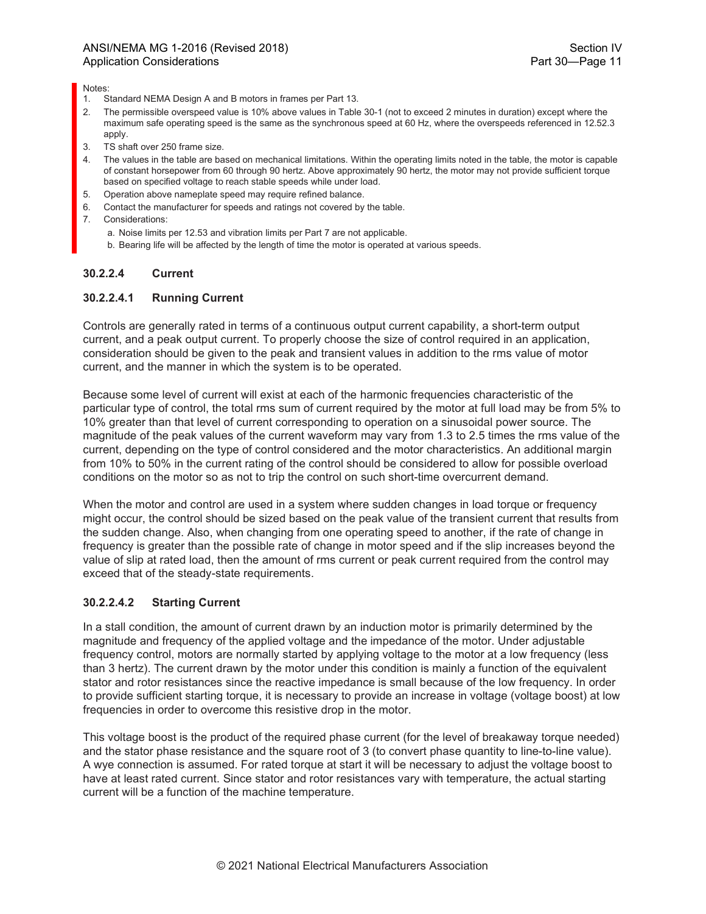Notes:

1. Standard NEMA Design A and B motors in frames per Part 13.
2. The permissible overspeed value is 10% above values in Table 30-1 (not to exceed 2 minutes in duration) except where the maximum safe operating speed is the same as the synchronous speed at 60 Hz, where the overspeeds referenced in 12.52.3 apply.
3. TS shaft over 250 frame size.
4. The values in the table are based on mechanical limitations. Within the operating limits noted in the table, the motor is capable of constant horsepower from 60 through 90 hertz. Above approximately 90 hertz, the motor may not provide sufficient torque based on specified voltage to reach stable speeds while under load.
5. Operation above nameplate speed may require refined balance.
6. Contact the manufacturer for speeds and ratings not covered by the table.
7. Considerations:
   a. Noise limits per 12.53 and vibration limits per Part 7 are not applicable.
   b. Bearing life will be affected by the length of time the motor is operated at various speeds.

### 30.2.2.4 Current

#### 30.2.2.4.1 Running Current

Controls are generally rated in terms of a continuous output current capability, a short-term output current, and a peak output current. To properly choose the size of control required in an application, consideration should be given to the peak and transient values in addition to the rms value of motor current, and the manner in which the system is to be operated.

Because some level of current will exist at each of the harmonic frequencies characteristic of the particular type of control, the total rms sum of current required by the motor at full load may be from 5% to 10% greater than that level of current corresponding to operation on a sinusoidal power source. The magnitude of the peak values of the current waveform may vary from 1.3 to 2.5 times the rms value of the current, depending on the type of control considered and the motor characteristics. An additional margin from 10% to 50% in the current rating of the control should be considered to allow for possible overload conditions on the motor so as not to trip the control on such short-time overcurrent demand.

When the motor and control are used in a system where sudden changes in load torque or frequency might occur, the control should be sized based on the peak value of the transient current that results from the sudden change. Also, when changing from one operating speed to another, if the rate of change in frequency is greater than the possible rate of change in motor speed and if the slip increases beyond the value of slip at rated load, then the amount of rms current or peak current required from the control may exceed that of the steady-state requirements.

#### 30.2.2.4.2 Starting Current

In a stall condition, the amount of current drawn by an induction motor is primarily determined by the magnitude and frequency of the applied voltage and the impedance of the motor. Under adjustable frequency control, motors are normally started by applying voltage to the motor at a low frequency (less than 3 hertz). The current drawn by the motor under this condition is mainly a function of the equivalent stator and rotor resistances since the reactive impedance is small because of the low frequency. In order to provide sufficient starting torque, it is necessary to provide an increase in voltage (voltage boost) at low frequencies in order to overcome this resistive drop in the motor.

This voltage boost is the product of the required phase current (for the level of breakaway torque needed) and the stator phase resistance and the square root of 3 (to convert phase quantity to line-to-line value). A wye connection is assumed. For rated torque at start it will be necessary to adjust the voltage boost to have at least rated current. Since stator and rotor resistances vary with temperature, the actual starting current will be a function of the machine temperature.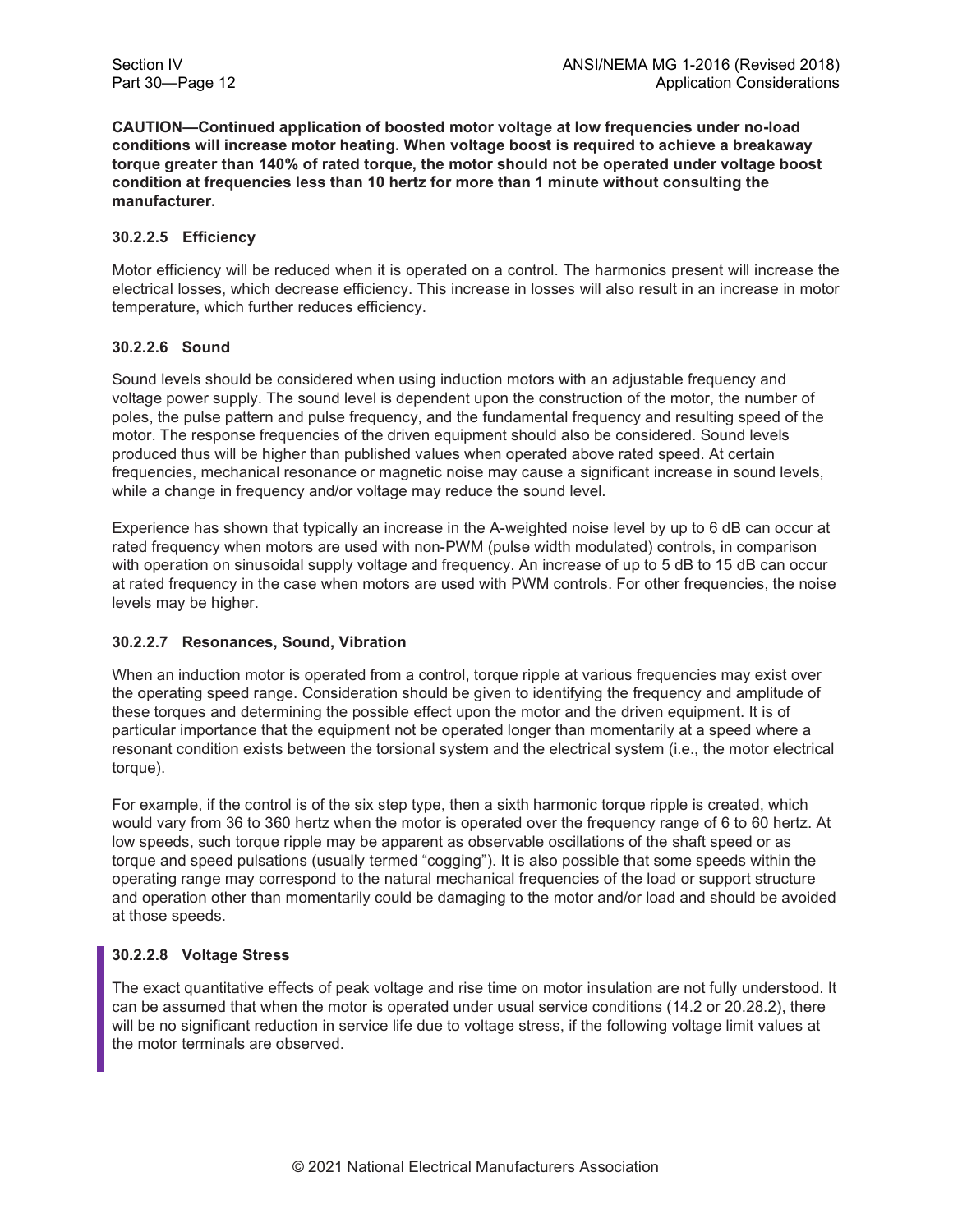**CAUTION—Continued application of boosted motor voltage at low frequencies under no-load conditions will increase motor heating. When voltage boost is required to achieve a breakaway torque greater than 140% of rated torque, the motor should not be operated under voltage boost condition at frequencies less than 10 hertz for more than 1 minute without consulting the manufacturer.**

#### 30.2.2.5 Efficiency

Motor efficiency will be reduced when it is operated on a control. The harmonics present will increase the electrical losses, which decrease efficiency. This increase in losses will also result in an increase in motor temperature, which further reduces efficiency.

#### 30.2.2.6 Sound

Sound levels should be considered when using induction motors with an adjustable frequency and voltage power supply. The sound level is dependent upon the construction of the motor, the number of poles, the pulse pattern and pulse frequency, and the fundamental frequency and resulting speed of the motor. The response frequencies of the driven equipment should also be considered. Sound levels produced thus will be higher than published values when operated above rated speed. At certain frequencies, mechanical resonance or magnetic noise may cause a significant increase in sound levels, while a change in frequency and/or voltage may reduce the sound level.

Experience has shown that typically an increase in the A-weighted noise level by up to 6 dB can occur at rated frequency when motors are used with non-PWM (pulse width modulated) controls, in comparison with operation on sinusoidal supply voltage and frequency. An increase of up to 5 dB to 15 dB can occur at rated frequency in the case when motors are used with PWM controls. For other frequencies, the noise levels may be higher.

#### 30.2.2.7 Resonances, Sound, Vibration

When an induction motor is operated from a control, torque ripple at various frequencies may exist over the operating speed range. Consideration should be given to identifying the frequency and amplitude of these torques and determining the possible effect upon the motor and the driven equipment. It is of particular importance that the equipment not be operated longer than momentarily at a speed where a resonant condition exists between the torsional system and the electrical system (i.e., the motor electrical torque).

For example, if the control is of the six step type, then a sixth harmonic torque ripple is created, which would vary from 36 to 360 hertz when the motor is operated over the frequency range of 6 to 60 hertz. At low speeds, such torque ripple may be apparent as observable oscillations of the shaft speed or as torque and speed pulsations (usually termed "cogging"). It is also possible that some speeds within the operating range may correspond to the natural mechanical frequencies of the load or support structure and operation other than momentarily could be damaging to the motor and/or load and should be avoided at those speeds.

#### 30.2.2.8 Voltage Stress

The exact quantitative effects of peak voltage and rise time on motor insulation are not fully understood. It can be assumed that when the motor is operated under usual service conditions (14.2 or 20.28.2), there will be no significant reduction in service life due to voltage stress, if the following voltage limit values at the motor terminals are observed.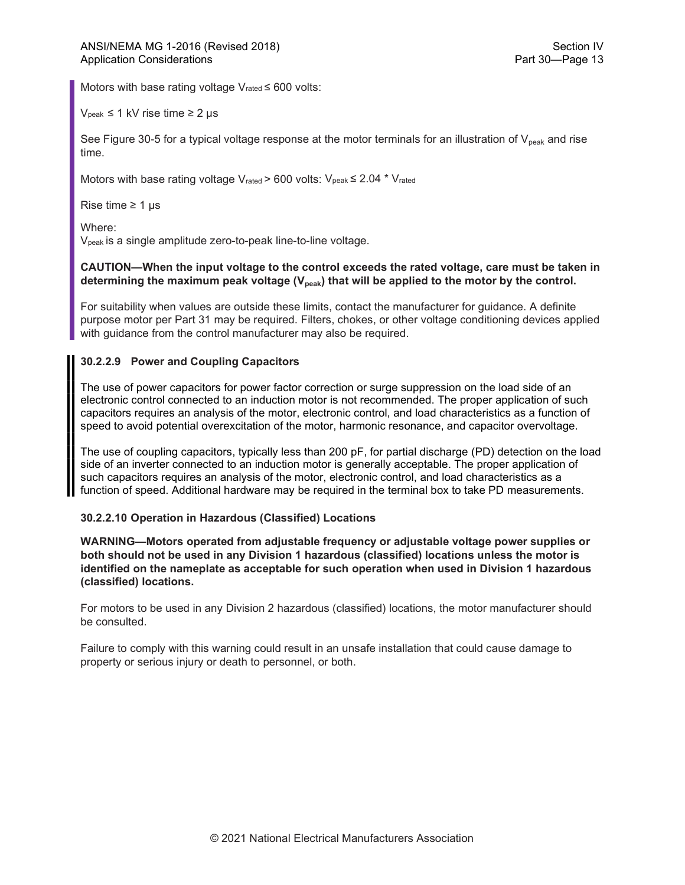Motors with base rating voltage $V_{rated} \leq 600$ volts:

$V_{peak} \leq 1$ kV rise time $\geq 2$ µs

See Figure 30-5 for a typical voltage response at the motor terminals for an illustration of $V_{peak}$ and rise time.

Motors with base rating voltage $V_{rated} > 600$ volts: $V_{peak} \leq 2.04 * V_{rated}$

Rise time $\geq 1$ µs

Where:
$V_{peak}$ is a single amplitude zero-to-peak line-to-line voltage.

**CAUTION—When the input voltage to the control exceeds the rated voltage, care must be taken in determining the maximum peak voltage ($V_{peak}$) that will be applied to the motor by the control.**

For suitability when values are outside these limits, contact the manufacturer for guidance. A definite purpose motor per Part 31 may be required. Filters, chokes, or other voltage conditioning devices applied with guidance from the control manufacturer may also be required.

#### 30.2.2.9 Power and Coupling Capacitors

The use of power capacitors for power factor correction or surge suppression on the load side of an electronic control connected to an induction motor is not recommended. The proper application of such capacitors requires an analysis of the motor, electronic control, and load characteristics as a function of speed to avoid potential overexcitation of the motor, harmonic resonance, and capacitor overvoltage.

The use of coupling capacitors, typically less than 200 pF, for partial discharge (PD) detection on the load side of an inverter connected to an induction motor is generally acceptable. The proper application of such capacitors requires an analysis of the motor, electronic control, and load characteristics as a function of speed. Additional hardware may be required in the terminal box to take PD measurements.

#### 30.2.2.10 Operation in Hazardous (Classified) Locations

**WARNING—Motors operated from adjustable frequency or adjustable voltage power supplies or both should not be used in any Division 1 hazardous (classified) locations unless the motor is identified on the nameplate as acceptable for such operation when used in Division 1 hazardous (classified) locations.**

For motors to be used in any Division 2 hazardous (classified) locations, the motor manufacturer should be consulted.

Failure to comply with this warning could result in an unsafe installation that could cause damage to property or serious injury or death to personnel, or both.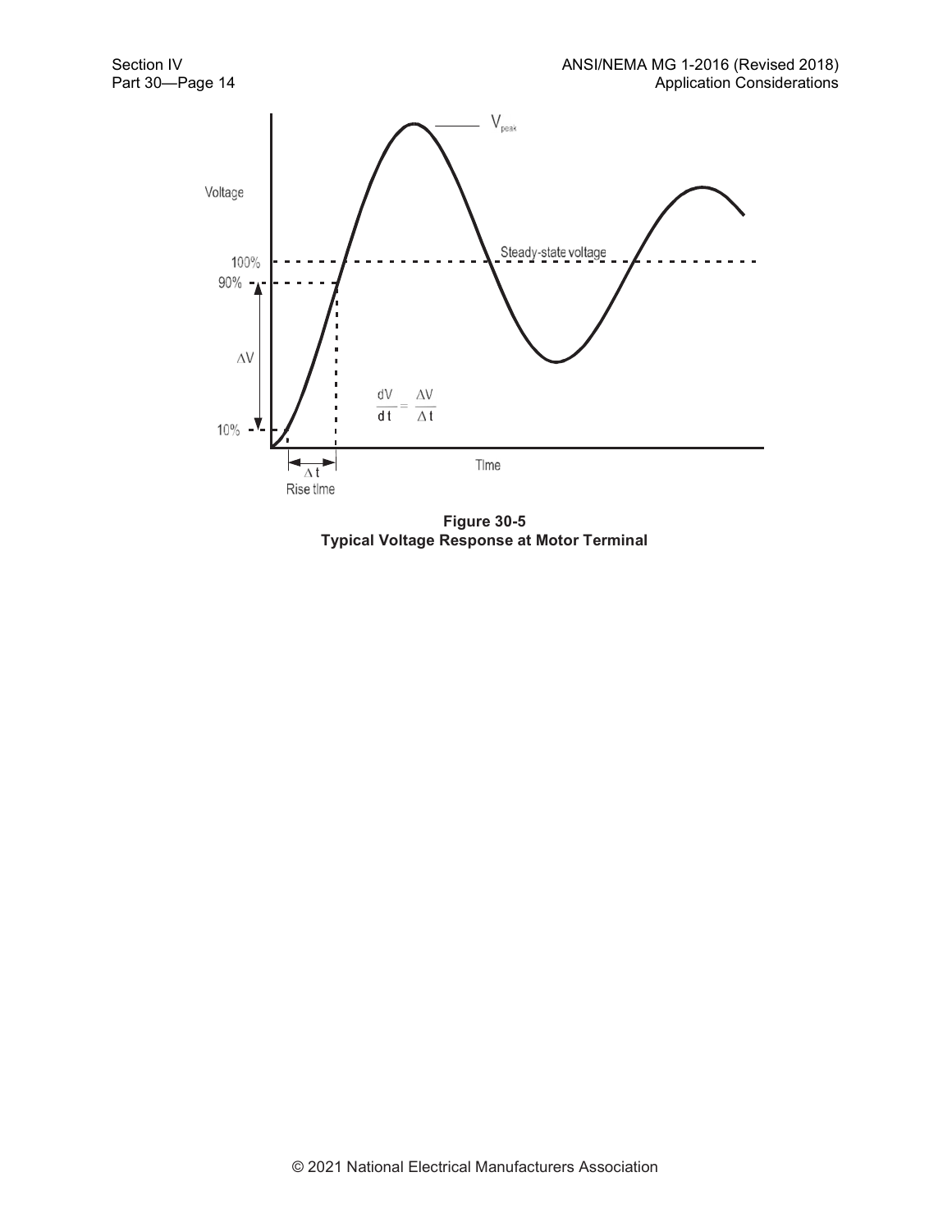V_peak

Voltage

Steady-state voltage

100%

90%

ΔV

$\frac{dV}{dt} = \frac{\Delta V}{\Delta t}$

10%

Δt

Rise time

Time

**Figure 30-5**
**Typical Voltage Response at Motor Terminal**